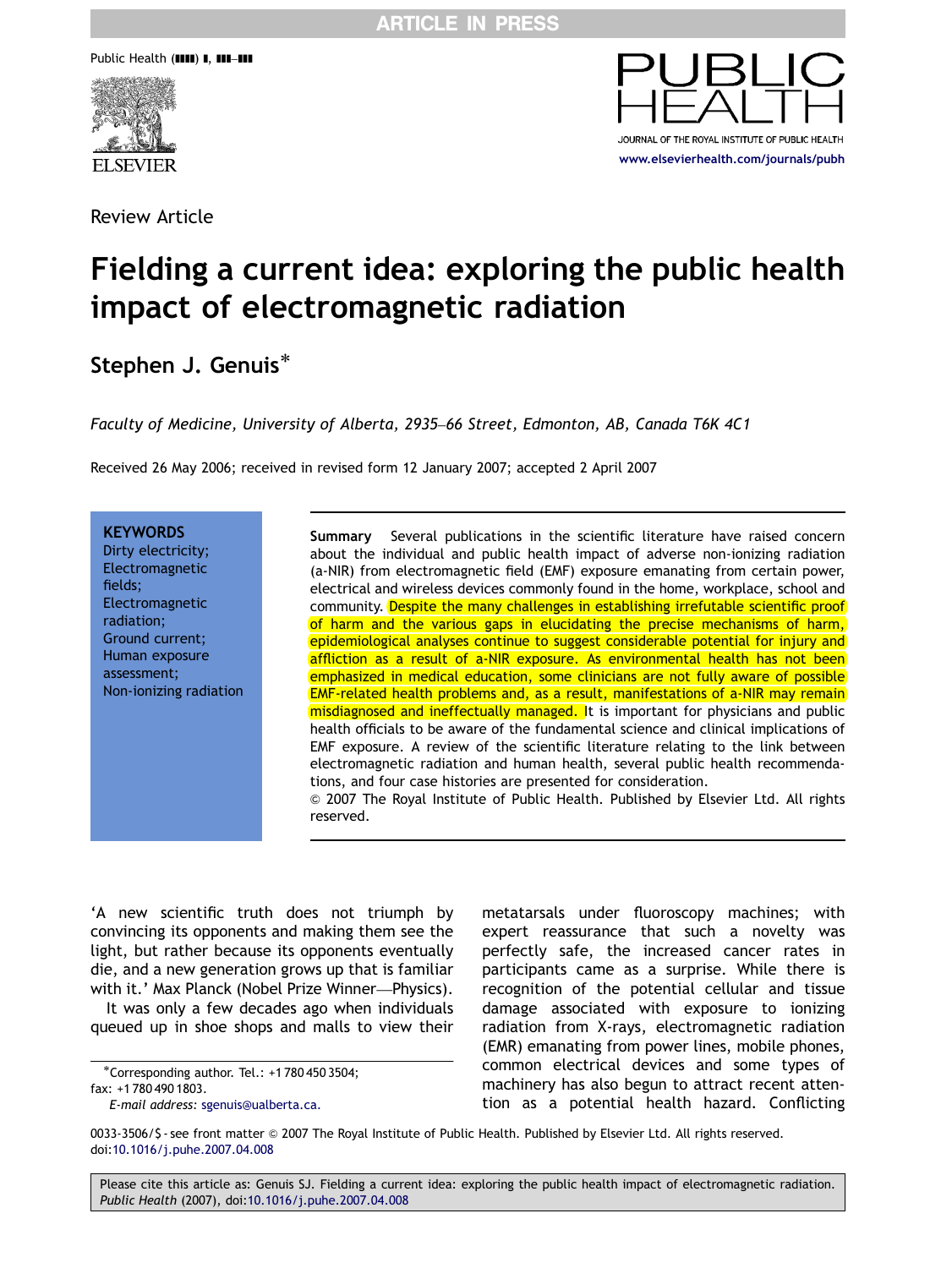Review Article

# Fielding a current idea: exploring the public health impact of electromagnetic radiation

## Stephen J. Genuis*

*Faculty of Medicine, University of Alberta, 2935–66 Street, Edmonton, AB, Canada T6K 4C1*

Received 26 May 2006; received in revised form 12 January 2007; accepted 2 April 2007

**KEYWORDS**
Dirty electricity;
Electromagnetic fields;
Electromagnetic radiation;
Ground current;
Human exposure assessment;
Non-ionizing radiation

**Summary** Several publications in the scientific literature have raised concern about the individual and public health impact of adverse non-ionizing radiation (a-NIR) from electromagnetic field (EMF) exposure emanating from certain power, electrical and wireless devices commonly found in the home, workplace, school and community. Despite the many challenges in establishing irrefutable scientific proof of harm and the various gaps in elucidating the precise mechanisms of harm, epidemiological analyses continue to suggest considerable potential for injury and affliction as a result of a-NIR exposure. As environmental health has not been emphasized in medical education, some clinicians are not fully aware of possible EMF-related health problems and, as a result, manifestations of a-NIR may remain misdiagnosed and ineffectually managed. It is important for physicians and public health officials to be aware of the fundamental science and clinical implications of EMF exposure. A review of the scientific literature relating to the link between electromagnetic radiation and human health, several public health recommendations, and four case histories are presented for consideration.

© 2007 The Royal Institute of Public Health. Published by Elsevier Ltd. All rights reserved.

'A new scientific truth does not triumph by convincing its opponents and making them see the light, but rather because its opponents eventually die, and a new generation grows up that is familiar with it.' Max Planck (Nobel Prize Winner—Physics).

It was only a few decades ago when individuals queued up in shoe shops and malls to view their metatarsals under fluoroscopy machines; with expert reassurance that such a novelty was perfectly safe, the increased cancer rates in participants came as a surprise. While there is recognition of the potential cellular and tissue damage associated with exposure to ionizing radiation from X-rays, electromagnetic radiation (EMR) emanating from power lines, mobile phones, common electrical devices and some types of machinery has also begun to attract recent attention as a potential health hazard. Conflicting

*Corresponding author. Tel.: +1 780 450 3504; fax: +1 780 490 1803.
*E-mail address:* sgenuis@ualberta.ca.

0033-3506/$ - see front matter © 2007 The Royal Institute of Public Health. Published by Elsevier Ltd. All rights reserved.
doi:10.1016/j.puhe.2007.04.008

Please cite this article as: Genuis SJ. Fielding a current idea: exploring the public health impact of electromagnetic radiation. *Public Health* (2007), doi:10.1016/j.puhe.2007.04.008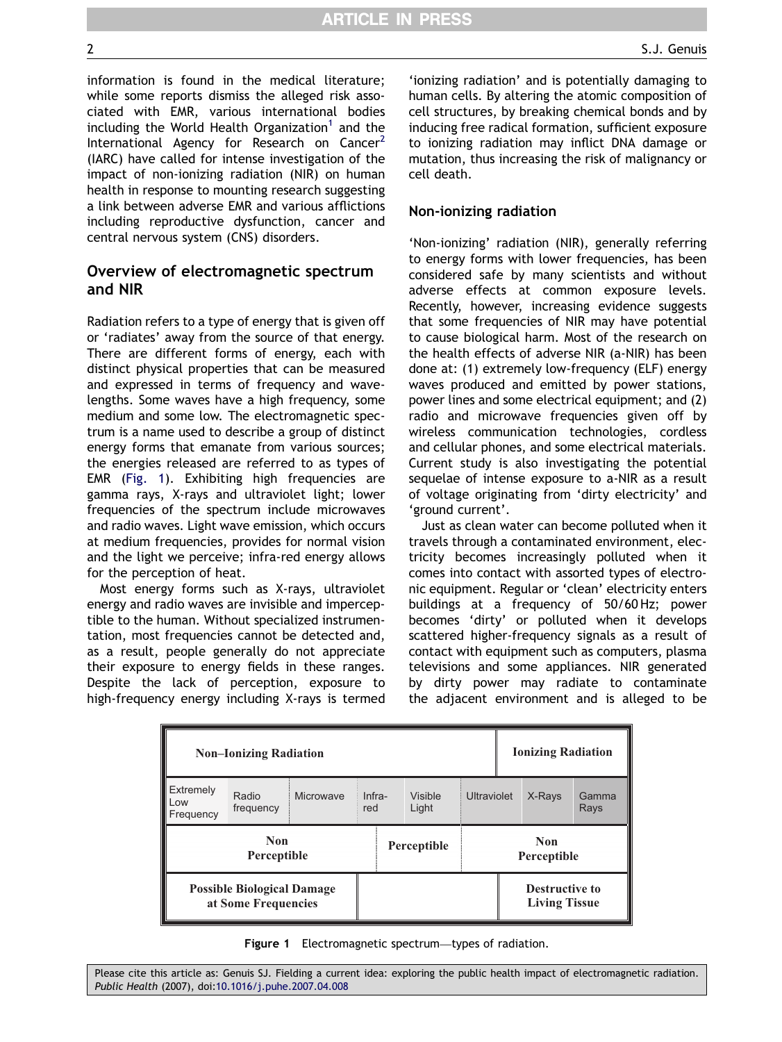information is found in the medical literature; while some reports dismiss the alleged risk associated with EMR, various international bodies including the World Health Organization[1] and the International Agency for Research on Cancer[2] (IARC) have called for intense investigation of the impact of non-ionizing radiation (NIR) on human health in response to mounting research suggesting a link between adverse EMR and various afflictions including reproductive dysfunction, cancer and central nervous system (CNS) disorders.

## Overview of electromagnetic spectrum and NIR

Radiation refers to a type of energy that is given off or 'radiates' away from the source of that energy. There are different forms of energy, each with distinct physical properties that can be measured and expressed in terms of frequency and wavelengths. Some waves have a high frequency, some medium and some low. The electromagnetic spectrum is a name used to describe a group of distinct energy forms that emanate from various sources; the energies released are referred to as types of EMR (Fig. 1). Exhibiting high frequencies are gamma rays, X-rays and ultraviolet light; lower frequencies of the spectrum include microwaves and radio waves. Light wave emission, which occurs at medium frequencies, provides for normal vision and the light we perceive; infra-red energy allows for the perception of heat.

Most energy forms such as X-rays, ultraviolet energy and radio waves are invisible and imperceptible to the human. Without specialized instrumentation, most frequencies cannot be detected and, as a result, people generally do not appreciate their exposure to energy fields in these ranges. Despite the lack of perception, exposure to high-frequency energy including X-rays is termed 'ionizing radiation' and is potentially damaging to human cells. By altering the atomic composition of cell structures, by breaking chemical bonds and by inducing free radical formation, sufficient exposure to ionizing radiation may inflict DNA damage or mutation, thus increasing the risk of malignancy or cell death.

## Non-ionizing radiation

'Non-ionizing' radiation (NIR), generally referring to energy forms with lower frequencies, has been considered safe by many scientists and without adverse effects at common exposure levels. Recently, however, increasing evidence suggests that some frequencies of NIR may have potential to cause biological harm. Most of the research on the health effects of adverse NIR (a-NIR) has been done at: (1) extremely low-frequency (ELF) energy waves produced and emitted by power stations, power lines and some electrical equipment; and (2) radio and microwave frequencies given off by wireless communication technologies, cordless and cellular phones, and some electrical materials. Current study is also investigating the potential sequelae of intense exposure to a-NIR as a result of voltage originating from 'dirty electricity' and 'ground current'.

Just as clean water can become polluted when it travels through a contaminated environment, electricity becomes increasingly polluted when it comes into contact with assorted types of electronic equipment. Regular or 'clean' electricity enters buildings at a frequency of 50/60 Hz; power becomes 'dirty' or polluted when it develops scattered higher-frequency signals as a result of contact with equipment such as computers, plasma televisions and some appliances. NIR generated by dirty power may radiate to contaminate the adjacent environment and is alleged to be

| Non–Ionizing Radiation | | | | | | Ionizing Radiation | |
|---|---|---|---|---|---|---|---|
| Extremely Low Frequency | Radio frequency | Microwave | Infra-red | Visible Light | Ultraviolet | X-Rays | Gamma Rays |
| Non Perceptible | | | | Perceptible | Non Perceptible | | |
| Possible Biological Damage at Some Frequencies | | | | | | Destructive to Living Tissue | |

**Figure 1** Electromagnetic spectrum—types of radiation.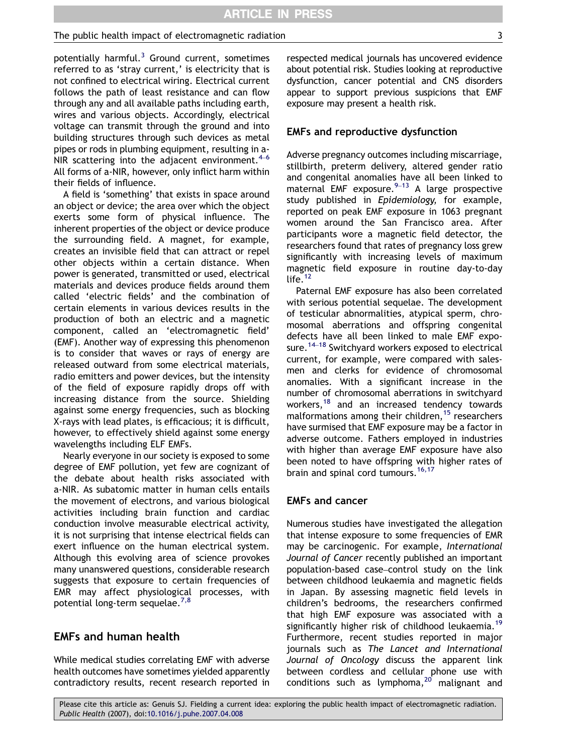potentially harmful.[3] Ground current, sometimes referred to as 'stray current,' is electricity that is not confined to electrical wiring. Electrical current follows the path of least resistance and can flow through any and all available paths including earth, wires and various objects. Accordingly, electrical voltage can transmit through the ground and into building structures through such devices as metal pipes or rods in plumbing equipment, resulting in a-NIR scattering into the adjacent environment.[4–6] All forms of a-NIR, however, only inflict harm within their fields of influence.

A field is 'something' that exists in space around an object or device; the area over which the object exerts some form of physical influence. The inherent properties of the object or device produce the surrounding field. A magnet, for example, creates an invisible field that can attract or repel other objects within a certain distance. When power is generated, transmitted or used, electrical materials and devices produce fields around them called 'electric fields' and the combination of certain elements in various devices results in the production of both an electric and a magnetic component, called an 'electromagnetic field' (EMF). Another way of expressing this phenomenon is to consider that waves or rays of energy are released outward from some electrical materials, radio emitters and power devices, but the intensity of the field of exposure rapidly drops off with increasing distance from the source. Shielding against some energy frequencies, such as blocking X-rays with lead plates, is efficacious; it is difficult, however, to effectively shield against some energy wavelengths including ELF EMFs.

Nearly everyone in our society is exposed to some degree of EMF pollution, yet few are cognizant of the debate about health risks associated with a-NIR. As subatomic matter in human cells entails the movement of electrons, and various biological activities including brain function and cardiac conduction involve measurable electrical activity, it is not surprising that intense electrical fields can exert influence on the human electrical system. Although this evolving area of science provokes many unanswered questions, considerable research suggests that exposure to certain frequencies of EMR may affect physiological processes, with potential long-term sequelae.[7,8]

## EMFs and human health

While medical studies correlating EMF with adverse health outcomes have sometimes yielded apparently contradictory results, recent research reported in respected medical journals has uncovered evidence about potential risk. Studies looking at reproductive dysfunction, cancer potential and CNS disorders appear to support previous suspicions that EMF exposure may present a health risk.

## EMFs and reproductive dysfunction

Adverse pregnancy outcomes including miscarriage, stillbirth, preterm delivery, altered gender ratio and congenital anomalies have all been linked to maternal EMF exposure.[9–13] A large prospective study published in *Epidemiology*, for example, reported on peak EMF exposure in 1063 pregnant women around the San Francisco area. After participants wore a magnetic field detector, the researchers found that rates of pregnancy loss grew significantly with increasing levels of maximum magnetic field exposure in routine day-to-day life.[12]

Paternal EMF exposure has also been correlated with serious potential sequelae. The development of testicular abnormalities, atypical sperm, chromosomal aberrations and offspring congenital defects have all been linked to male EMF exposure.[14–18] Switchyard workers exposed to electrical current, for example, were compared with salesmen and clerks for evidence of chromosomal anomalies. With a significant increase in the number of chromosomal aberrations in switchyard workers,[18] and an increased tendency towards malformations among their children,[15] researchers have surmised that EMF exposure may be a factor in adverse outcome. Fathers employed in industries with higher than average EMF exposure have also been noted to have offspring with higher rates of brain and spinal cord tumours.[16,17]

## EMFs and cancer

Numerous studies have investigated the allegation that intense exposure to some frequencies of EMR may be carcinogenic. For example, *International Journal of Cancer* recently published an important population-based case–control study on the link between childhood leukaemia and magnetic fields in Japan. By assessing magnetic field levels in children's bedrooms, the researchers confirmed that high EMF exposure was associated with a significantly higher risk of childhood leukaemia.[19] Furthermore, recent studies reported in major journals such as *The Lancet and International Journal of Oncology* discuss the apparent link between cordless and cellular phone use with conditions such as lymphoma,[20] malignant and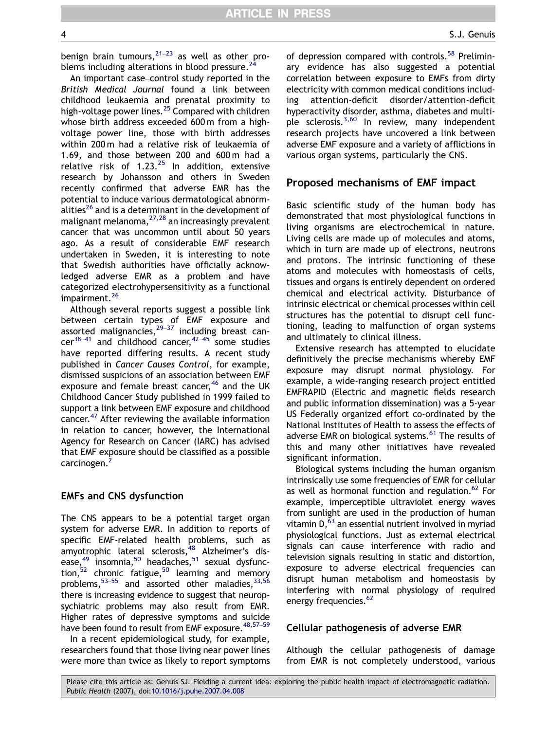benign brain tumours,[21–23] as well as other problems including alterations in blood pressure.[24]

An important case–control study reported in the *British Medical Journal* found a link between childhood leukaemia and prenatal proximity to high-voltage power lines.[25] Compared with children whose birth address exceeded 600 m from a high-voltage power line, those with birth addresses within 200 m had a relative risk of leukaemia of 1.69, and those between 200 and 600 m had a relative risk of 1.23.[25] In addition, extensive research by Johansson and others in Sweden recently confirmed that adverse EMR has the potential to induce various dermatological abnormalities[26] and is a determinant in the development of malignant melanoma,[27,28] an increasingly prevalent cancer that was uncommon until about 50 years ago. As a result of considerable EMF research undertaken in Sweden, it is interesting to note that Swedish authorities have officially acknowledged adverse EMR as a problem and have categorized electrohypersensitivity as a functional impairment.[26]

Although several reports suggest a possible link between certain types of EMF exposure and assorted malignancies,[29–37] including breast cancer[38–41] and childhood cancer,[42–45] some studies have reported differing results. A recent study published in *Cancer Causes Control*, for example, dismissed suspicions of an association between EMF exposure and female breast cancer,[46] and the UK Childhood Cancer Study published in 1999 failed to support a link between EMF exposure and childhood cancer.[47] After reviewing the available information in relation to cancer, however, the International Agency for Research on Cancer (IARC) has advised that EMF exposure should be classified as a possible carcinogen.[2]

## EMFs and CNS dysfunction

The CNS appears to be a potential target organ system for adverse EMR. In addition to reports of specific EMF-related health problems, such as amyotrophic lateral sclerosis,[48] Alzheimer's disease,[49] insomnia,[50] headaches,[51] sexual dysfunction,[52] chronic fatigue,[50] learning and memory problems,[53–55] and assorted other maladies,[33,56] there is increasing evidence to suggest that neuropsychiatric problems may also result from EMR. Higher rates of depressive symptoms and suicide have been found to result from EMF exposure.[48,57–59]

In a recent epidemiological study, for example, researchers found that those living near power lines were more than twice as likely to report symptoms of depression compared with controls.[58] Preliminary evidence has also suggested a potential correlation between exposure to EMFs from dirty electricity with common medical conditions including attention-deficit disorder/attention-deficit hyperactivity disorder, asthma, diabetes and multiple sclerosis.[3,60] In review, many independent research projects have uncovered a link between adverse EMF exposure and a variety of afflictions in various organ systems, particularly the CNS.

## Proposed mechanisms of EMF impact

Basic scientific study of the human body has demonstrated that most physiological functions in living organisms are electrochemical in nature. Living cells are made up of molecules and atoms, which in turn are made up of electrons, neutrons and protons. The intrinsic functioning of these atoms and molecules with homeostasis of cells, tissues and organs is entirely dependent on ordered chemical and electrical activity. Disturbance of intrinsic electrical or chemical processes within cell structures has the potential to disrupt cell functioning, leading to malfunction of organ systems and ultimately to clinical illness.

Extensive research has attempted to elucidate definitively the precise mechanisms whereby EMF exposure may disrupt normal physiology. For example, a wide-ranging research project entitled EMFRAPID (Electric and magnetic fields research and public information dissemination) was a 5-year US Federally organized effort co-ordinated by the National Institutes of Health to assess the effects of adverse EMR on biological systems.[61] The results of this and many other initiatives have revealed significant information.

Biological systems including the human organism intrinsically use some frequencies of EMR for cellular as well as hormonal function and regulation.[62] For example, imperceptible ultraviolet energy waves from sunlight are used in the production of human vitamin D,[63] an essential nutrient involved in myriad physiological functions. Just as external electrical signals can cause interference with radio and television signals resulting in static and distortion, exposure to adverse electrical frequencies can disrupt human metabolism and homeostasis by interfering with normal physiology of required energy frequencies.[62]

## Cellular pathogenesis of adverse EMR

Although the cellular pathogenesis of damage from EMR is not completely understood, various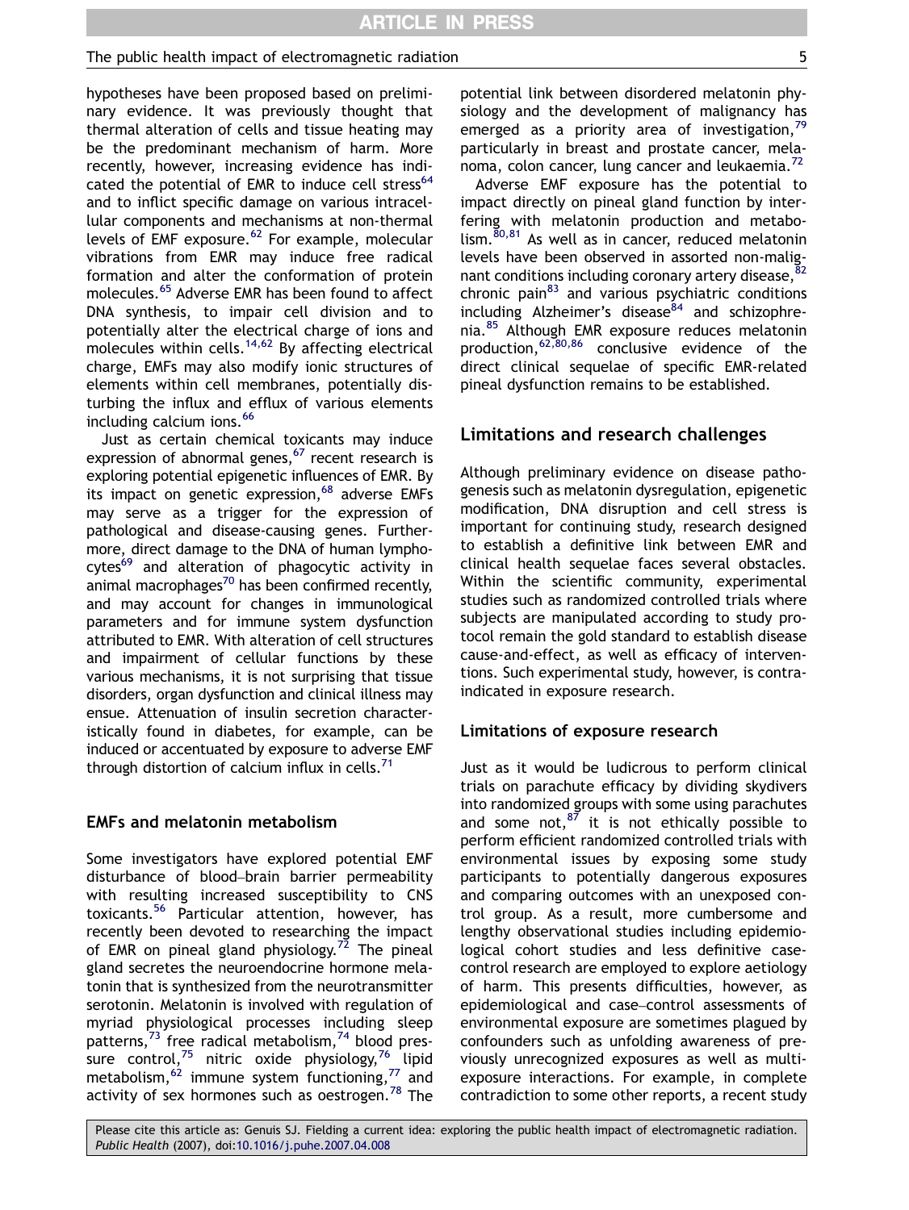hypotheses have been proposed based on preliminary evidence. It was previously thought that thermal alteration of cells and tissue heating may be the predominant mechanism of harm. More recently, however, increasing evidence has indicated the potential of EMR to induce cell stress[64] and to inflict specific damage on various intracellular components and mechanisms at non-thermal levels of EMF exposure.[62] For example, molecular vibrations from EMR may induce free radical formation and alter the conformation of protein molecules.[65] Adverse EMR has been found to affect DNA synthesis, to impair cell division and to potentially alter the electrical charge of ions and molecules within cells.[14,62] By affecting electrical charge, EMFs may also modify ionic structures of elements within cell membranes, potentially disturbing the influx and efflux of various elements including calcium ions.[66]

Just as certain chemical toxicants may induce expression of abnormal genes,[67] recent research is exploring potential epigenetic influences of EMR. By its impact on genetic expression,[68] adverse EMFs may serve as a trigger for the expression of pathological and disease-causing genes. Furthermore, direct damage to the DNA of human lymphocytes[69] and alteration of phagocytic activity in animal macrophages[70] has been confirmed recently, and may account for changes in immunological parameters and for immune system dysfunction attributed to EMR. With alteration of cell structures and impairment of cellular functions by these various mechanisms, it is not surprising that tissue disorders, organ dysfunction and clinical illness may ensue. Attenuation of insulin secretion characteristically found in diabetes, for example, can be induced or accentuated by exposure to adverse EMF through distortion of calcium influx in cells.[71]

### EMFs and melatonin metabolism

Some investigators have explored potential EMF disturbance of blood–brain barrier permeability with resulting increased susceptibility to CNS toxicants.[56] Particular attention, however, has recently been devoted to researching the impact of EMR on pineal gland physiology.[72] The pineal gland secretes the neuroendocrine hormone melatonin that is synthesized from the neurotransmitter serotonin. Melatonin is involved with regulation of myriad physiological processes including sleep patterns,[73] free radical metabolism,[74] blood pressure control,[75] nitric oxide physiology,[76] lipid metabolism,[62] immune system functioning,[77] and activity of sex hormones such as oestrogen.[78] The potential link between disordered melatonin physiology and the development of malignancy has emerged as a priority area of investigation,[79] particularly in breast and prostate cancer, melanoma, colon cancer, lung cancer and leukaemia.[72]

Adverse EMF exposure has the potential to impact directly on pineal gland function by interfering with melatonin production and metabolism.[80,81] As well as in cancer, reduced melatonin levels have been observed in assorted non-malignant conditions including coronary artery disease,[82] chronic pain[83] and various psychiatric conditions including Alzheimer's disease[84] and schizophrenia.[85] Although EMR exposure reduces melatonin production,[62,80,86] conclusive evidence of the direct clinical sequelae of specific EMR-related pineal dysfunction remains to be established.

## Limitations and research challenges

Although preliminary evidence on disease pathogenesis such as melatonin dysregulation, epigenetic modification, DNA disruption and cell stress is important for continuing study, research designed to establish a definitive link between EMR and clinical health sequelae faces several obstacles. Within the scientific community, experimental studies such as randomized controlled trials where subjects are manipulated according to study protocol remain the gold standard to establish disease cause-and-effect, as well as efficacy of interventions. Such experimental study, however, is contraindicated in exposure research.

### Limitations of exposure research

Just as it would be ludicrous to perform clinical trials on parachute efficacy by dividing skydivers into randomized groups with some using parachutes and some not,[87] it is not ethically possible to perform efficient randomized controlled trials with environmental issues by exposing some study participants to potentially dangerous exposures and comparing outcomes with an unexposed control group. As a result, more cumbersome and lengthy observational studies including epidemiological cohort studies and less definitive case-control research are employed to explore aetiology of harm. This presents difficulties, however, as epidemiological and case–control assessments of environmental exposure are sometimes plagued by confounders such as unfolding awareness of previously unrecognized exposures as well as multi-exposure interactions. For example, in complete contradiction to some other reports, a recent study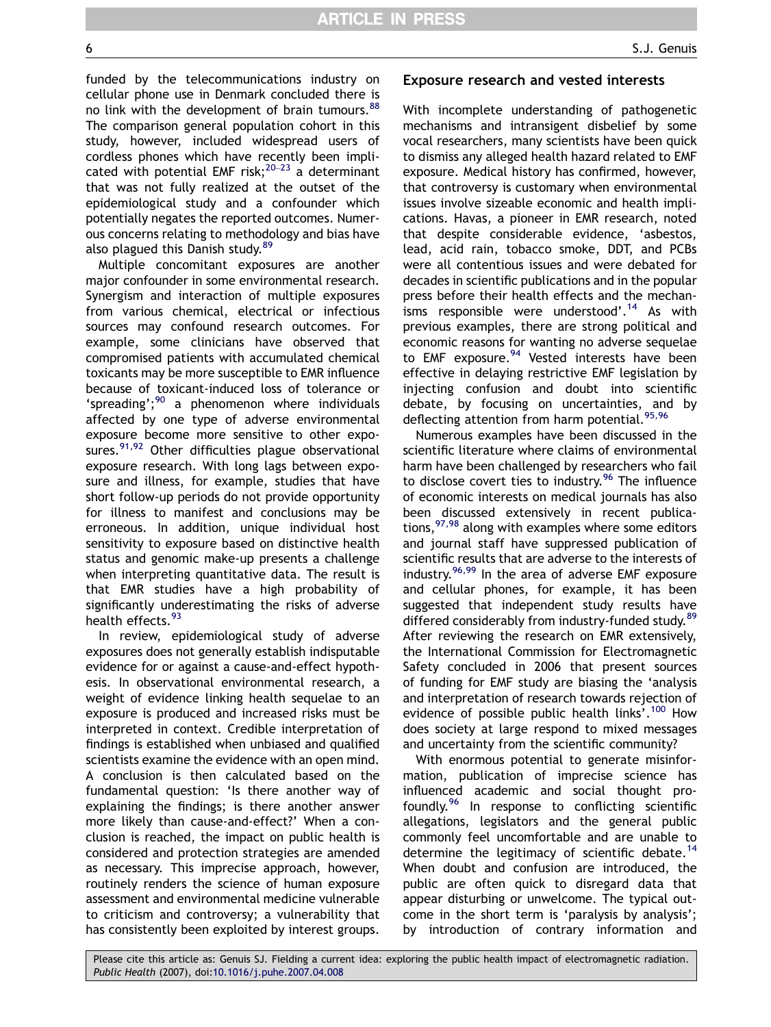funded by the telecommunications industry on cellular phone use in Denmark concluded there is no link with the development of brain tumours.[88] The comparison general population cohort in this study, however, included widespread users of cordless phones which have recently been implicated with potential EMF risk;[20–23] a determinant that was not fully realized at the outset of the epidemiological study and a confounder which potentially negates the reported outcomes. Numerous concerns relating to methodology and bias have also plagued this Danish study.[89]

Multiple concomitant exposures are another major confounder in some environmental research. Synergism and interaction of multiple exposures from various chemical, electrical or infectious sources may confound research outcomes. For example, some clinicians have observed that compromised patients with accumulated chemical toxicants may be more susceptible to EMR influence because of toxicant-induced loss of tolerance or 'spreading';[90] a phenomenon where individuals affected by one type of adverse environmental exposure become more sensitive to other exposures.[91,92] Other difficulties plague observational exposure research. With long lags between exposure and illness, for example, studies that have short follow-up periods do not provide opportunity for illness to manifest and conclusions may be erroneous. In addition, unique individual host sensitivity to exposure based on distinctive health status and genomic make-up presents a challenge when interpreting quantitative data. The result is that EMR studies have a high probability of significantly underestimating the risks of adverse health effects.[93]

In review, epidemiological study of adverse exposures does not generally establish indisputable evidence for or against a cause-and-effect hypothesis. In observational environmental research, a weight of evidence linking health sequelae to an exposure is produced and increased risks must be interpreted in context. Credible interpretation of findings is established when unbiased and qualified scientists examine the evidence with an open mind. A conclusion is then calculated based on the fundamental question: 'Is there another way of explaining the findings; is there another answer more likely than cause-and-effect?' When a conclusion is reached, the impact on public health is considered and protection strategies are amended as necessary. This imprecise approach, however, routinely renders the science of human exposure assessment and environmental medicine vulnerable to criticism and controversy; a vulnerability that has consistently been exploited by interest groups.

## Exposure research and vested interests

With incomplete understanding of pathogenetic mechanisms and intransigent disbelief by some vocal researchers, many scientists have been quick to dismiss any alleged health hazard related to EMF exposure. Medical history has confirmed, however, that controversy is customary when environmental issues involve sizeable economic and health implications. Havas, a pioneer in EMR research, noted that despite considerable evidence, 'asbestos, lead, acid rain, tobacco smoke, DDT, and PCBs were all contentious issues and were debated for decades in scientific publications and in the popular press before their health effects and the mechanisms responsible were understood'.[14] As with previous examples, there are strong political and economic reasons for wanting no adverse sequelae to EMF exposure.[94] Vested interests have been effective in delaying restrictive EMF legislation by injecting confusion and doubt into scientific debate, by focusing on uncertainties, and by deflecting attention from harm potential.[95,96]

Numerous examples have been discussed in the scientific literature where claims of environmental harm have been challenged by researchers who fail to disclose covert ties to industry.[96] The influence of economic interests on medical journals has also been discussed extensively in recent publications,[97,98] along with examples where some editors and journal staff have suppressed publication of scientific results that are adverse to the interests of industry.[96,99] In the area of adverse EMF exposure and cellular phones, for example, it has been suggested that independent study results have differed considerably from industry-funded study.[89] After reviewing the research on EMR extensively, the International Commission for Electromagnetic Safety concluded in 2006 that present sources of funding for EMF study are biasing the 'analysis and interpretation of research towards rejection of evidence of possible public health links'.[100] How does society at large respond to mixed messages and uncertainty from the scientific community?

With enormous potential to generate misinformation, publication of imprecise science has influenced academic and social thought profoundly.[96] In response to conflicting scientific allegations, legislators and the general public commonly feel uncomfortable and are unable to determine the legitimacy of scientific debate.[14] When doubt and confusion are introduced, the public are often quick to disregard data that appear disturbing or unwelcome. The typical outcome in the short term is 'paralysis by analysis'; by introduction of contrary information and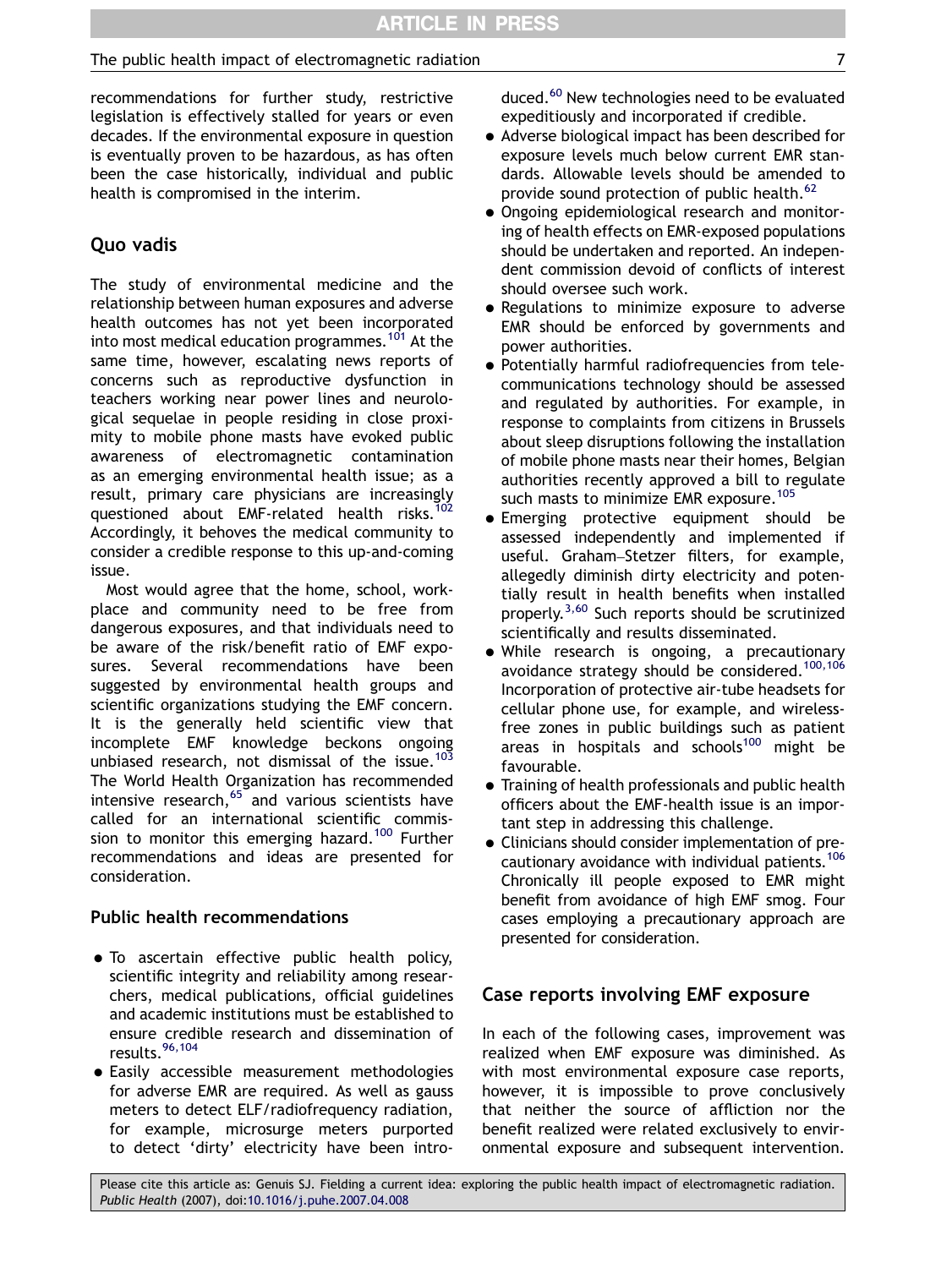recommendations for further study, restrictive legislation is effectively stalled for years or even decades. If the environmental exposure in question is eventually proven to be hazardous, as has often been the case historically, individual and public health is compromised in the interim.

## Quo vadis

The study of environmental medicine and the relationship between human exposures and adverse health outcomes has not yet been incorporated into most medical education programmes.[101] At the same time, however, escalating news reports of concerns such as reproductive dysfunction in teachers working near power lines and neurological sequelae in people residing in close proximity to mobile phone masts have evoked public awareness of electromagnetic contamination as an emerging environmental health issue; as a result, primary care physicians are increasingly questioned about EMF-related health risks.[102] Accordingly, it behoves the medical community to consider a credible response to this up-and-coming issue.

Most would agree that the home, school, workplace and community need to be free from dangerous exposures, and that individuals need to be aware of the risk/benefit ratio of EMF exposures. Several recommendations have been suggested by environmental health groups and scientific organizations studying the EMF concern. It is the generally held scientific view that incomplete EMF knowledge beckons ongoing unbiased research, not dismissal of the issue.[103] The World Health Organization has recommended intensive research,[65] and various scientists have called for an international scientific commission to monitor this emerging hazard.[100] Further recommendations and ideas are presented for consideration.

### Public health recommendations

- To ascertain effective public health policy, scientific integrity and reliability among researchers, medical publications, official guidelines and academic institutions must be established to ensure credible research and dissemination of results.[96,104]
- Easily accessible measurement methodologies for adverse EMR are required. As well as gauss meters to detect ELF/radiofrequency radiation, for example, microsurge meters purported to detect 'dirty' electricity have been introduced.[60] New technologies need to be evaluated expeditiously and incorporated if credible.
- Adverse biological impact has been described for exposure levels much below current EMR standards. Allowable levels should be amended to provide sound protection of public health.[62]
- Ongoing epidemiological research and monitoring of health effects on EMR-exposed populations should be undertaken and reported. An independent commission devoid of conflicts of interest should oversee such work.
- Regulations to minimize exposure to adverse EMR should be enforced by governments and power authorities.
- Potentially harmful radiofrequencies from telecommunications technology should be assessed and regulated by authorities. For example, in response to complaints from citizens in Brussels about sleep disruptions following the installation of mobile phone masts near their homes, Belgian authorities recently approved a bill to regulate such masts to minimize EMR exposure.[105]
- Emerging protective equipment should be assessed independently and implemented if useful. Graham–Stetzer filters, for example, allegedly diminish dirty electricity and potentially result in health benefits when installed properly.[3,60] Such reports should be scrutinized scientifically and results disseminated.
- While research is ongoing, a precautionary avoidance strategy should be considered.[100,106] Incorporation of protective air-tube headsets for cellular phone use, for example, and wireless-free zones in public buildings such as patient areas in hospitals and schools[100] might be favourable.
- Training of health professionals and public health officers about the EMF-health issue is an important step in addressing this challenge.
- Clinicians should consider implementation of precautionary avoidance with individual patients.[106] Chronically ill people exposed to EMR might benefit from avoidance of high EMF smog. Four cases employing a precautionary approach are presented for consideration.

## Case reports involving EMF exposure

In each of the following cases, improvement was realized when EMF exposure was diminished. As with most environmental exposure case reports, however, it is impossible to prove conclusively that neither the source of affliction nor the benefit realized were related exclusively to environmental exposure and subsequent intervention.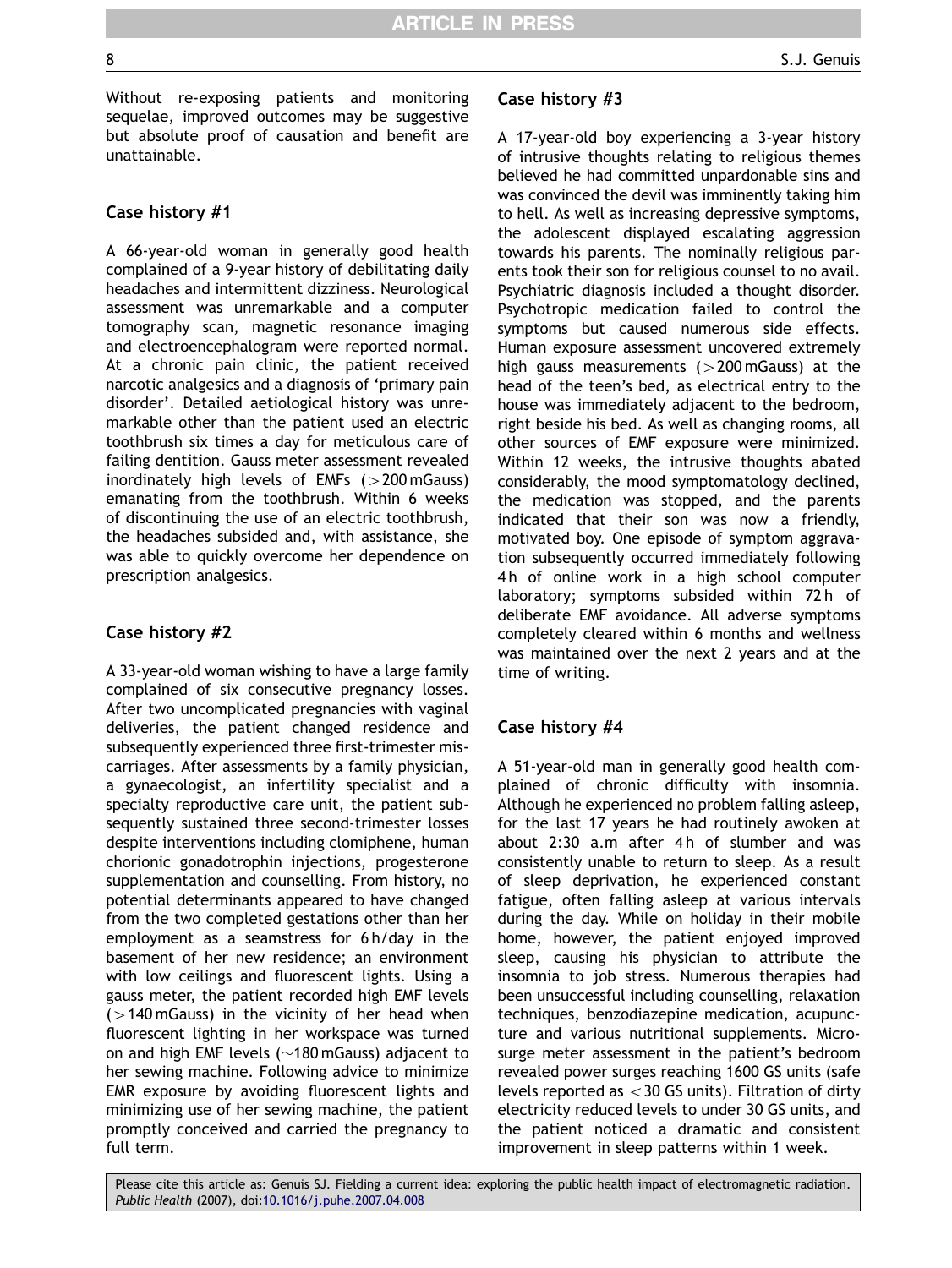Without re-exposing patients and monitoring sequelae, improved outcomes may be suggestive but absolute proof of causation and benefit are unattainable.

### Case history #1

A 66-year-old woman in generally good health complained of a 9-year history of debilitating daily headaches and intermittent dizziness. Neurological assessment was unremarkable and a computer tomography scan, magnetic resonance imaging and electroencephalogram were reported normal. At a chronic pain clinic, the patient received narcotic analgesics and a diagnosis of 'primary pain disorder'. Detailed aetiological history was unremarkable other than the patient used an electric toothbrush six times a day for meticulous care of failing dentition. Gauss meter assessment revealed inordinately high levels of EMFs (>200 mGauss) emanating from the toothbrush. Within 6 weeks of discontinuing the use of an electric toothbrush, the headaches subsided and, with assistance, she was able to quickly overcome her dependence on prescription analgesics.

### Case history #2

A 33-year-old woman wishing to have a large family complained of six consecutive pregnancy losses. After two uncomplicated pregnancies with vaginal deliveries, the patient changed residence and subsequently experienced three first-trimester miscarriages. After assessments by a family physician, a gynaecologist, an infertility specialist and a specialty reproductive care unit, the patient subsequently sustained three second-trimester losses despite interventions including clomiphene, human chorionic gonadotrophin injections, progesterone supplementation and counselling. From history, no potential determinants appeared to have changed from the two completed gestations other than her employment as a seamstress for 6 h/day in the basement of her new residence; an environment with low ceilings and fluorescent lights. Using a gauss meter, the patient recorded high EMF levels (>140 mGauss) in the vicinity of her head when fluorescent lighting in her workspace was turned on and high EMF levels (~180 mGauss) adjacent to her sewing machine. Following advice to minimize EMR exposure by avoiding fluorescent lights and minimizing use of her sewing machine, the patient promptly conceived and carried the pregnancy to full term.

### Case history #3

A 17-year-old boy experiencing a 3-year history of intrusive thoughts relating to religious themes believed he had committed unpardonable sins and was convinced the devil was imminently taking him to hell. As well as increasing depressive symptoms, the adolescent displayed escalating aggression towards his parents. The nominally religious parents took their son for religious counsel to no avail. Psychiatric diagnosis included a thought disorder. Psychotropic medication failed to control the symptoms but caused numerous side effects. Human exposure assessment uncovered extremely high gauss measurements (>200 mGauss) at the head of the teen's bed, as electrical entry to the house was immediately adjacent to the bedroom, right beside his bed. As well as changing rooms, all other sources of EMF exposure were minimized. Within 12 weeks, the intrusive thoughts abated considerably, the mood symptomatology declined, the medication was stopped, and the parents indicated that their son was now a friendly, motivated boy. One episode of symptom aggravation subsequently occurred immediately following 4 h of online work in a high school computer laboratory; symptoms subsided within 72 h of deliberate EMF avoidance. All adverse symptoms completely cleared within 6 months and wellness was maintained over the next 2 years and at the time of writing.

### Case history #4

A 51-year-old man in generally good health complained of chronic difficulty with insomnia. Although he experienced no problem falling asleep, for the last 17 years he had routinely awoken at about 2:30 a.m after 4 h of slumber and was consistently unable to return to sleep. As a result of sleep deprivation, he experienced constant fatigue, often falling asleep at various intervals during the day. While on holiday in their mobile home, however, the patient enjoyed improved sleep, causing his physician to attribute the insomnia to job stress. Numerous therapies had been unsuccessful including counselling, relaxation techniques, benzodiazepine medication, acupuncture and various nutritional supplements. Microsurge meter assessment in the patient's bedroom revealed power surges reaching 1600 GS units (safe levels reported as <30 GS units). Filtration of dirty electricity reduced levels to under 30 GS units, and the patient noticed a dramatic and consistent improvement in sleep patterns within 1 week.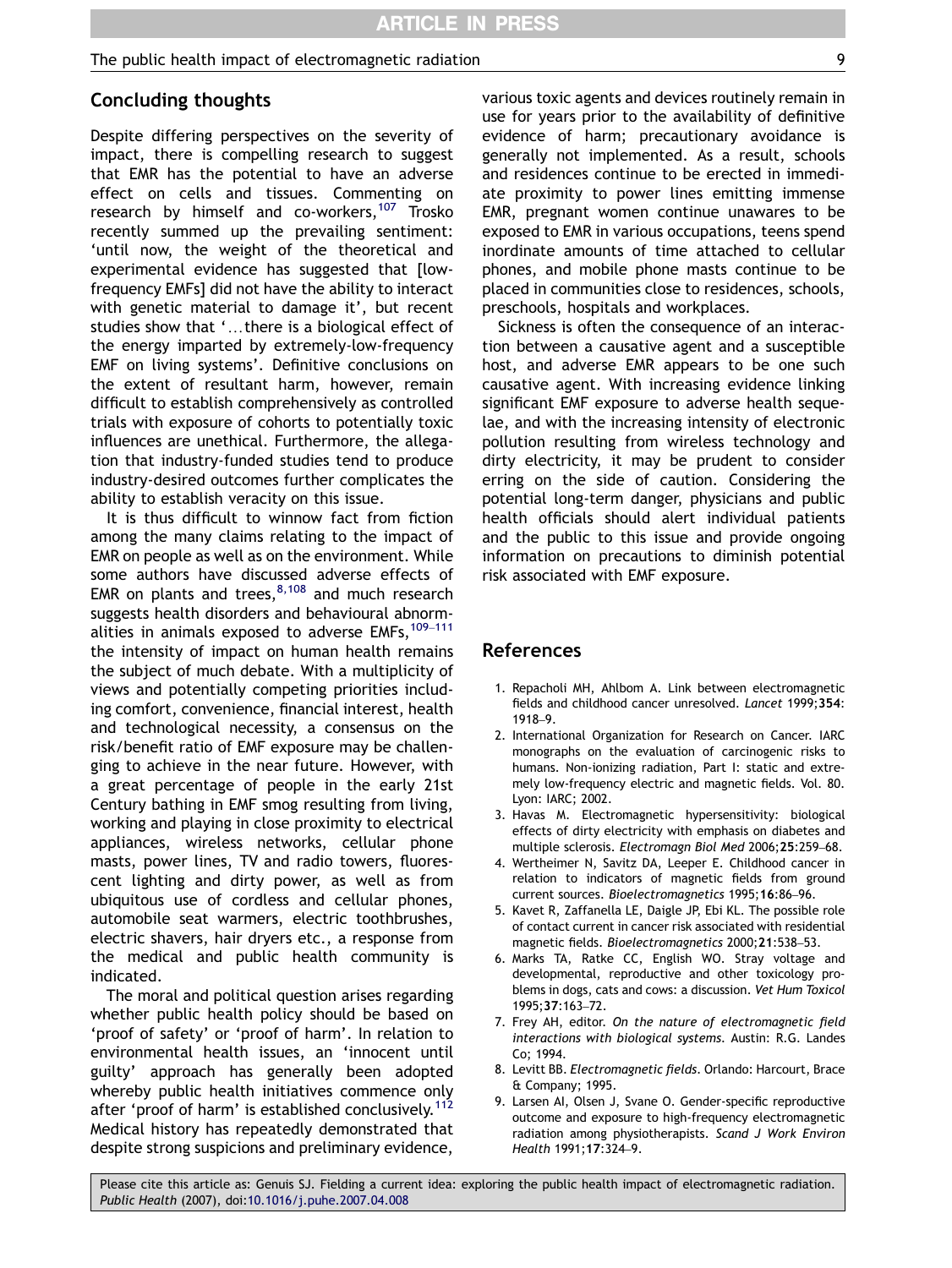## Concluding thoughts

Despite differing perspectives on the severity of impact, there is compelling research to suggest that EMR has the potential to have an adverse effect on cells and tissues. Commenting on research by himself and co-workers,[107] Trosko recently summed up the prevailing sentiment: 'until now, the weight of the theoretical and experimental evidence has suggested that [low-frequency EMFs] did not have the ability to interact with genetic material to damage it', but recent studies show that '…there is a biological effect of the energy imparted by extremely-low-frequency EMF on living systems'. Definitive conclusions on the extent of resultant harm, however, remain difficult to establish comprehensively as controlled trials with exposure of cohorts to potentially toxic influences are unethical. Furthermore, the allegation that industry-funded studies tend to produce industry-desired outcomes further complicates the ability to establish veracity on this issue.

It is thus difficult to winnow fact from fiction among the many claims relating to the impact of EMR on people as well as on the environment. While some authors have discussed adverse effects of EMR on plants and trees,[8,108] and much research suggests health disorders and behavioural abnormalities in animals exposed to adverse EMFs,[109–111] the intensity of impact on human health remains the subject of much debate. With a multiplicity of views and potentially competing priorities including comfort, convenience, financial interest, health and technological necessity, a consensus on the risk/benefit ratio of EMF exposure may be challenging to achieve in the near future. However, with a great percentage of people in the early 21st Century bathing in EMF smog resulting from living, working and playing in close proximity to electrical appliances, wireless networks, cellular phone masts, power lines, TV and radio towers, fluorescent lighting and dirty power, as well as from ubiquitous use of cordless and cellular phones, automobile seat warmers, electric toothbrushes, electric shavers, hair dryers etc., a response from the medical and public health community is indicated.

The moral and political question arises regarding whether public health policy should be based on 'proof of safety' or 'proof of harm'. In relation to environmental health issues, an 'innocent until guilty' approach has generally been adopted whereby public health initiatives commence only after 'proof of harm' is established conclusively.[112] Medical history has repeatedly demonstrated that despite strong suspicions and preliminary evidence, various toxic agents and devices routinely remain in use for years prior to the availability of definitive evidence of harm; precautionary avoidance is generally not implemented. As a result, schools and residences continue to be erected in immediate proximity to power lines emitting immense EMR, pregnant women continue unawares to be exposed to EMR in various occupations, teens spend inordinate amounts of time attached to cellular phones, and mobile phone masts continue to be placed in communities close to residences, schools, preschools, hospitals and workplaces.

Sickness is often the consequence of an interaction between a causative agent and a susceptible host, and adverse EMR appears to be one such causative agent. With increasing evidence linking significant EMF exposure to adverse health sequelae, and with the increasing intensity of electronic pollution resulting from wireless technology and dirty electricity, it may be prudent to consider erring on the side of caution. Considering the potential long-term danger, physicians and public health officials should alert individual patients and the public to this issue and provide ongoing information on precautions to diminish potential risk associated with EMF exposure.

## References

1. Repacholi MH, Ahlbom A. Link between electromagnetic fields and childhood cancer unresolved. *Lancet* 1999;**354**: 1918–9.
2. International Organization for Research on Cancer. IARC monographs on the evaluation of carcinogenic risks to humans. Non-ionizing radiation, Part I: static and extremely low-frequency electric and magnetic fields. Vol. 80. Lyon: IARC; 2002.
3. Havas M. Electromagnetic hypersensitivity: biological effects of dirty electricity with emphasis on diabetes and multiple sclerosis. *Electromagn Biol Med* 2006;**25**:259–68.
4. Wertheimer N, Savitz DA, Leeper E. Childhood cancer in relation to indicators of magnetic fields from ground current sources. *Bioelectromagnetics* 1995;**16**:86–96.
5. Kavet R, Zaffanella LE, Daigle JP, Ebi KL. The possible role of contact current in cancer risk associated with residential magnetic fields. *Bioelectromagnetics* 2000;**21**:538–53.
6. Marks TA, Ratke CC, English WO. Stray voltage and developmental, reproductive and other toxicology problems in dogs, cats and cows: a discussion. *Vet Hum Toxicol* 1995;**37**:163–72.
7. Frey AH, editor. *On the nature of electromagnetic field interactions with biological systems*. Austin: R.G. Landes Co; 1994.
8. Levitt BB. *Electromagnetic fields*. Orlando: Harcourt, Brace & Company; 1995.
9. Larsen AI, Olsen J, Svane O. Gender-specific reproductive outcome and exposure to high-frequency electromagnetic radiation among physiotherapists. *Scand J Work Environ Health* 1991;**17**:324–9.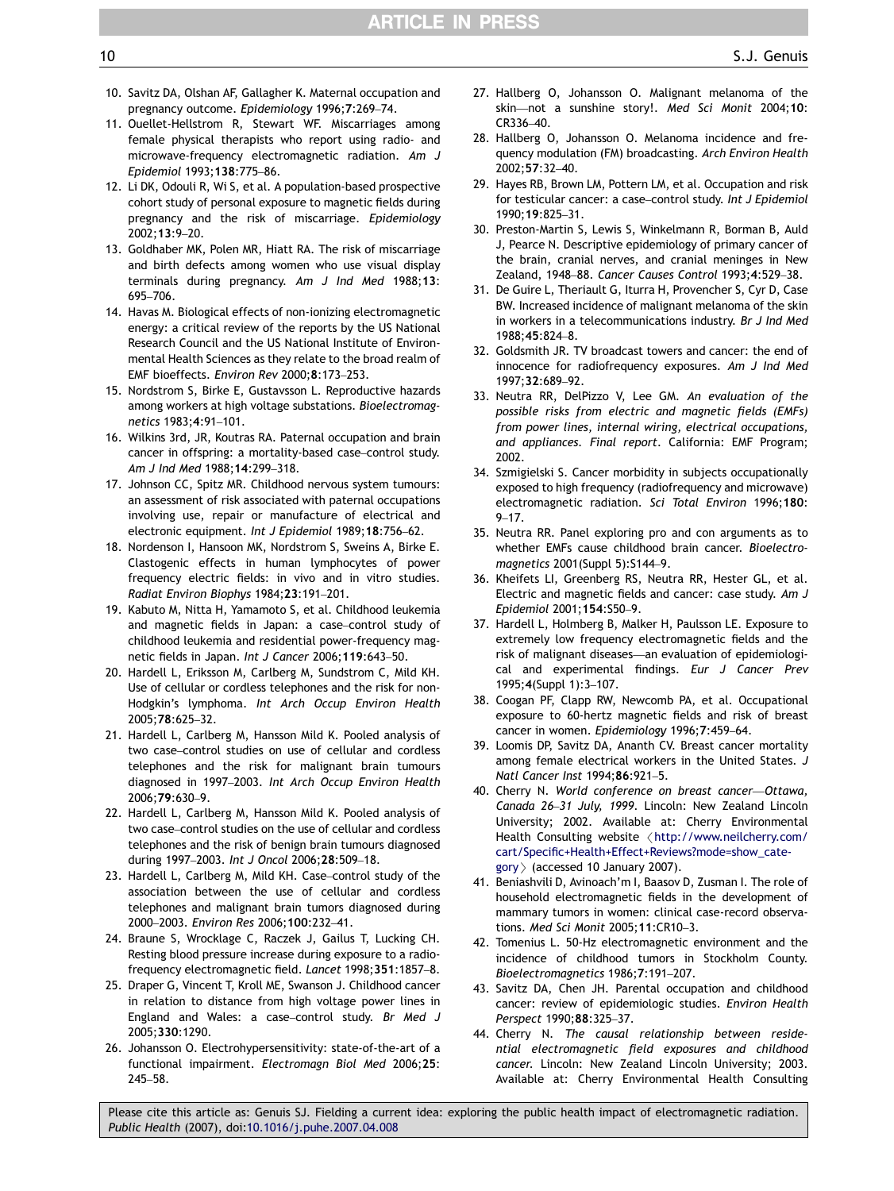10. Savitz DA, Olshan AF, Gallagher K. Maternal occupation and pregnancy outcome. *Epidemiology* 1996;**7**:269–74.
11. Ouellet-Hellstrom R, Stewart WF. Miscarriages among female physical therapists who report using radio- and microwave-frequency electromagnetic radiation. *Am J Epidemiol* 1993;**138**:775–86.
12. Li DK, Odouli R, Wi S, et al. A population-based prospective cohort study of personal exposure to magnetic fields during pregnancy and the risk of miscarriage. *Epidemiology* 2002;**13**:9–20.
13. Goldhaber MK, Polen MR, Hiatt RA. The risk of miscarriage and birth defects among women who use visual display terminals during pregnancy. *Am J Ind Med* 1988;**13**: 695–706.
14. Havas M. Biological effects of non-ionizing electromagnetic energy: a critical review of the reports by the US National Research Council and the US National Institute of Environmental Health Sciences as they relate to the broad realm of EMF bioeffects. *Environ Rev* 2000;**8**:173–253.
15. Nordstrom S, Birke E, Gustavsson L. Reproductive hazards among workers at high voltage substations. *Bioelectromagnetics* 1983;**4**:91–101.
16. Wilkins 3rd, JR, Koutras RA. Paternal occupation and brain cancer in offspring: a mortality-based case–control study. *Am J Ind Med* 1988;**14**:299–318.
17. Johnson CC, Spitz MR. Childhood nervous system tumours: an assessment of risk associated with paternal occupations involving use, repair or manufacture of electrical and electronic equipment. *Int J Epidemiol* 1989;**18**:756–62.
18. Nordenson I, Hansoon MK, Nordstrom S, Sweins A, Birke E. Clastogenic effects in human lymphocytes of power frequency electric fields: in vivo and in vitro studies. *Radiat Environ Biophys* 1984;**23**:191–201.
19. Kabuto M, Nitta H, Yamamoto S, et al. Childhood leukemia and magnetic fields in Japan: a case–control study of childhood leukemia and residential power-frequency magnetic fields in Japan. *Int J Cancer* 2006;**119**:643–50.
20. Hardell L, Eriksson M, Carlberg M, Sundstrom C, Mild KH. Use of cellular or cordless telephones and the risk for non-Hodgkin's lymphoma. *Int Arch Occup Environ Health* 2005;**78**:625–32.
21. Hardell L, Carlberg M, Hansson Mild K. Pooled analysis of two case–control studies on use of cellular and cordless telephones and the risk for malignant brain tumours diagnosed in 1997–2003. *Int Arch Occup Environ Health* 2006;**79**:630–9.
22. Hardell L, Carlberg M, Hansson Mild K. Pooled analysis of two case–control studies on the use of cellular and cordless telephones and the risk of benign brain tumours diagnosed during 1997–2003. *Int J Oncol* 2006;**28**:509–18.
23. Hardell L, Carlberg M, Mild KH. Case–control study of the association between the use of cellular and cordless telephones and malignant brain tumors diagnosed during 2000–2003. *Environ Res* 2006;**100**:232–41.
24. Braune S, Wrocklage C, Raczek J, Gailus T, Lucking CH. Resting blood pressure increase during exposure to a radio-frequency electromagnetic field. *Lancet* 1998;**351**:1857–8.
25. Draper G, Vincent T, Kroll ME, Swanson J. Childhood cancer in relation to distance from high voltage power lines in England and Wales: a case–control study. *Br Med J* 2005;**330**:1290.
26. Johansson O. Electrohypersensitivity: state-of-the-art of a functional impairment. *Electromagn Biol Med* 2006;**25**: 245–58.
27. Hallberg O, Johansson O. Malignant melanoma of the skin—not a sunshine story!. *Med Sci Monit* 2004;**10**: CR336–40.
28. Hallberg O, Johansson O. Melanoma incidence and frequency modulation (FM) broadcasting. *Arch Environ Health* 2002;**57**:32–40.
29. Hayes RB, Brown LM, Pottern LM, et al. Occupation and risk for testicular cancer: a case–control study. *Int J Epidemiol* 1990;**19**:825–31.
30. Preston-Martin S, Lewis S, Winkelmann R, Borman B, Auld J, Pearce N. Descriptive epidemiology of primary cancer of the brain, cranial nerves, and cranial meninges in New Zealand, 1948–88. *Cancer Causes Control* 1993;**4**:529–38.
31. De Guire L, Theriault G, Iturra H, Provencher S, Cyr D, Case BW. Increased incidence of malignant melanoma of the skin in workers in a telecommunications industry. *Br J Ind Med* 1988;**45**:824–8.
32. Goldsmith JR. TV broadcast towers and cancer: the end of innocence for radiofrequency exposures. *Am J Ind Med* 1997;**32**:689–92.
33. Neutra RR, DelPizzo V, Lee GM. *An evaluation of the possible risks from electric and magnetic fields (EMFs) from power lines, internal wiring, electrical occupations, and appliances. Final report*. California: EMF Program; 2002.
34. Szmigielski S. Cancer morbidity in subjects occupationally exposed to high frequency (radiofrequency and microwave) electromagnetic radiation. *Sci Total Environ* 1996;**180**: 9–17.
35. Neutra RR. Panel exploring pro and con arguments as to whether EMFs cause childhood brain cancer. *Bioelectromagnetics* 2001(Suppl 5):S144–9.
36. Kheifets LI, Greenberg RS, Neutra RR, Hester GL, et al. Electric and magnetic fields and cancer: case study. *Am J Epidemiol* 2001;**154**:S50–9.
37. Hardell L, Holmberg B, Malker H, Paulsson LE. Exposure to extremely low frequency electromagnetic fields and the risk of malignant diseases—an evaluation of epidemiological and experimental findings. *Eur J Cancer Prev* 1995;**4**(Suppl 1):3–107.
38. Coogan PF, Clapp RW, Newcomb PA, et al. Occupational exposure to 60-hertz magnetic fields and risk of breast cancer in women. *Epidemiology* 1996;**7**:459–64.
39. Loomis DP, Savitz DA, Ananth CV. Breast cancer mortality among female electrical workers in the United States. *J Natl Cancer Inst* 1994;**86**:921–5.
40. Cherry N. *World conference on breast cancer—Ottawa, Canada 26–31 July, 1999*. Lincoln: New Zealand Lincoln University; 2002. Available at: Cherry Environmental Health Consulting website 〈http://www.neilcherry.com/cart/Specific+Health+Effect+Reviews?mode=show_category〉 (accessed 10 January 2007).
41. Beniashvili D, Avinoach'm I, Baasov D, Zusman I. The role of household electromagnetic fields in the development of mammary tumors in women: clinical case-record observations. *Med Sci Monit* 2005;**11**:CR10–3.
42. Tomenius L. 50-Hz electromagnetic environment and the incidence of childhood tumors in Stockholm County. *Bioelectromagnetics* 1986;**7**:191–207.
43. Savitz DA, Chen JH. Parental occupation and childhood cancer: review of epidemiologic studies. *Environ Health Perspect* 1990;**88**:325–37.
44. Cherry N. *The causal relationship between residential electromagnetic field exposures and childhood cancer.* Lincoln: New Zealand Lincoln University; 2003. Available at: Cherry Environmental Health Consulting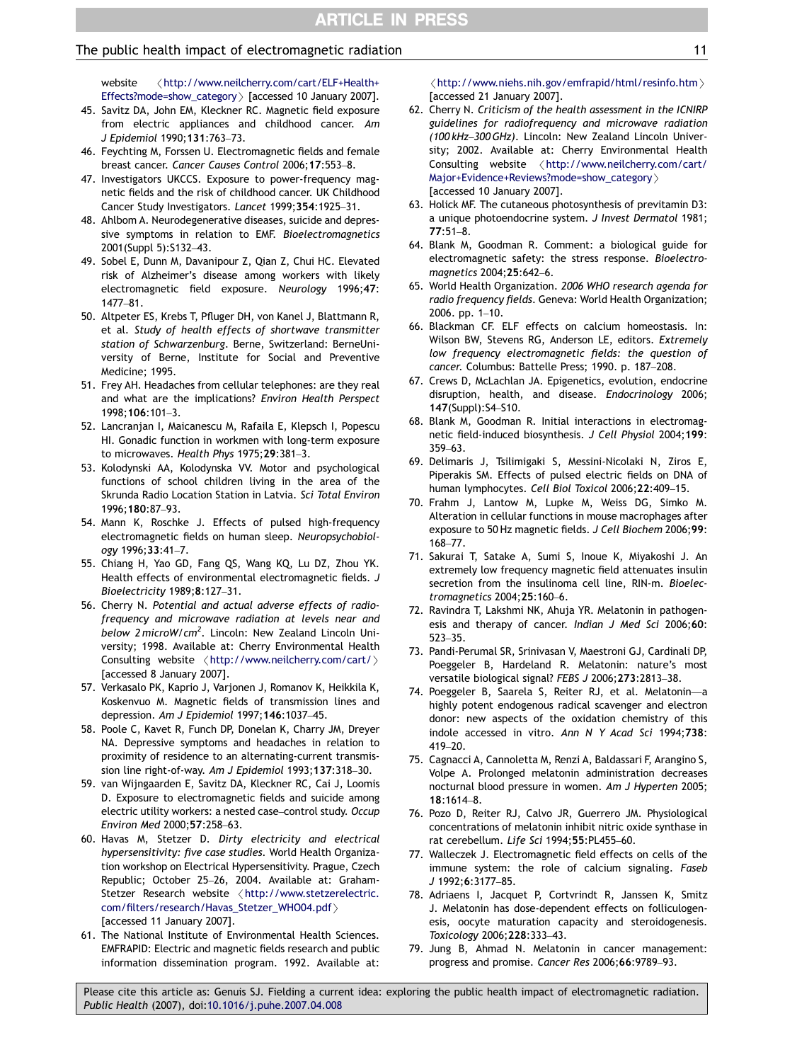website 〈http://www.neilcherry.com/cart/ELF+Health+Effects?mode=show_category〉 [accessed 10 January 2007].

45. Savitz DA, John EM, Kleckner RC. Magnetic field exposure from electric appliances and childhood cancer. *Am J Epidemiol* 1990;**131**:763–73.
46. Feychting M, Forssen U. Electromagnetic fields and female breast cancer. *Cancer Causes Control* 2006;**17**:553–8.
47. Investigators UKCCS. Exposure to power-frequency magnetic fields and the risk of childhood cancer. UK Childhood Cancer Study Investigators. *Lancet* 1999;**354**:1925–31.
48. Ahlbom A. Neurodegenerative diseases, suicide and depressive symptoms in relation to EMF. *Bioelectromagnetics* 2001(Suppl 5):S132–43.
49. Sobel E, Dunn M, Davanipour Z, Qian Z, Chui HC. Elevated risk of Alzheimer's disease among workers with likely electromagnetic field exposure. *Neurology* 1996;**47**: 1477–81.
50. Altpeter ES, Krebs T, Pfluger DH, von Kanel J, Blattmann R, et al. *Study of health effects of shortwave transmitter station of Schwarzenburg*. Berne, Switzerland: BerneUniversity of Berne, Institute for Social and Preventive Medicine; 1995.
51. Frey AH. Headaches from cellular telephones: are they real and what are the implications? *Environ Health Perspect* 1998;**106**:101–3.
52. Lancranjan I, Maicanescu M, Rafaila E, Klepsch I, Popescu HI. Gonadic function in workmen with long-term exposure to microwaves. *Health Phys* 1975;**29**:381–3.
53. Kolodynski AA, Kolodynska VV. Motor and psychological functions of school children living in the area of the Skrunda Radio Location Station in Latvia. *Sci Total Environ* 1996;**180**:87–93.
54. Mann K, Roschke J. Effects of pulsed high-frequency electromagnetic fields on human sleep. *Neuropsychobiology* 1996;**33**:41–7.
55. Chiang H, Yao GD, Fang QS, Wang KQ, Lu DZ, Zhou YK. Health effects of environmental electromagnetic fields. *J Bioelectricity* 1989;**8**:127–31.
56. Cherry N. *Potential and actual adverse effects of radiofrequency and microwave radiation at levels near and below 2 microW/cm$^2$*. Lincoln: New Zealand Lincoln University; 1998. Available at: Cherry Environmental Health Consulting website 〈http://www.neilcherry.com/cart/〉 [accessed 8 January 2007].
57. Verkasalo PK, Kaprio J, Varjonen J, Romanov K, Heikkila K, Koskenvuo M. Magnetic fields of transmission lines and depression. *Am J Epidemiol* 1997;**146**:1037–45.
58. Poole C, Kavet R, Funch DP, Donelan K, Charry JM, Dreyer NA. Depressive symptoms and headaches in relation to proximity of residence to an alternating-current transmission line right-of-way. *Am J Epidemiol* 1993;**137**:318–30.
59. van Wijngaarden E, Savitz DA, Kleckner RC, Cai J, Loomis D. Exposure to electromagnetic fields and suicide among electric utility workers: a nested case–control study. *Occup Environ Med* 2000;**57**:258–63.
60. Havas M, Stetzer D. *Dirty electricity and electrical hypersensitivity: five case studies*. World Health Organization workshop on Electrical Hypersensitivity. Prague, Czech Republic; October 25–26, 2004. Available at: Graham-Stetzer Research website 〈http://www.stetzerelectric.com/filters/research/Havas_Stetzer_WHO04.pdf〉 [accessed 11 January 2007].
61. The National Institute of Environmental Health Sciences. EMFRAPID: Electric and magnetic fields research and public information dissemination program. 1992. Available at: 〈http://www.niehs.nih.gov/emfrapid/html/resinfo.htm〉 [accessed 21 January 2007].
62. Cherry N. *Criticism of the health assessment in the ICNIRP guidelines for radiofrequency and microwave radiation (100 kHz–300 GHz)*. Lincoln: New Zealand Lincoln University; 2002. Available at: Cherry Environmental Health Consulting website 〈http://www.neilcherry.com/cart/Major+Evidence+Reviews?mode=show_category〉 [accessed 10 January 2007].
63. Holick MF. The cutaneous photosynthesis of previtamin D3: a unique photoendocrine system. *J Invest Dermatol* 1981; **77**:51–8.
64. Blank M, Goodman R. Comment: a biological guide for electromagnetic safety: the stress response. *Bioelectromagnetics* 2004;**25**:642–6.
65. World Health Organization. *2006 WHO research agenda for radio frequency fields*. Geneva: World Health Organization; 2006. pp. 1–10.
66. Blackman CF. ELF effects on calcium homeostasis. In: Wilson BW, Stevens RG, Anderson LE, editors. *Extremely low frequency electromagnetic fields: the question of cancer*. Columbus: Battelle Press; 1990. p. 187–208.
67. Crews D, McLachlan JA. Epigenetics, evolution, endocrine disruption, health, and disease. *Endocrinology* 2006; **147**(Suppl):S4–S10.
68. Blank M, Goodman R. Initial interactions in electromagnetic field-induced biosynthesis. *J Cell Physiol* 2004;**199**: 359–63.
69. Delimaris J, Tsilimigaki S, Messini-Nicolaki N, Ziros E, Piperakis SM. Effects of pulsed electric fields on DNA of human lymphocytes. *Cell Biol Toxicol* 2006;**22**:409–15.
70. Frahm J, Lantow M, Lupke M, Weiss DG, Simko M. Alteration in cellular functions in mouse macrophages after exposure to 50 Hz magnetic fields. *J Cell Biochem* 2006;**99**: 168–77.
71. Sakurai T, Satake A, Sumi S, Inoue K, Miyakoshi J. An extremely low frequency magnetic field attenuates insulin secretion from the insulinoma cell line, RIN-m. *Bioelectromagnetics* 2004;**25**:160–6.
72. Ravindra T, Lakshmi NK, Ahuja YR. Melatonin in pathogenesis and therapy of cancer. *Indian J Med Sci* 2006;**60**: 523–35.
73. Pandi-Perumal SR, Srinivasan V, Maestroni GJ, Cardinali DP, Poeggeler B, Hardeland R. Melatonin: nature's most versatile biological signal? *FEBS J* 2006;**273**:2813–38.
74. Poeggeler B, Saarela S, Reiter RJ, et al. Melatonin—a highly potent endogenous radical scavenger and electron donor: new aspects of the oxidation chemistry of this indole accessed in vitro. *Ann N Y Acad Sci* 1994;**738**: 419–20.
75. Cagnacci A, Cannoletta M, Renzi A, Baldassari F, Arangino S, Volpe A. Prolonged melatonin administration decreases nocturnal blood pressure in women. *Am J Hyperten* 2005; **18**:1614–8.
76. Pozo D, Reiter RJ, Calvo JR, Guerrero JM. Physiological concentrations of melatonin inhibit nitric oxide synthase in rat cerebellum. *Life Sci* 1994;**55**:PL455–60.
77. Walleczek J. Electromagnetic field effects on cells of the immune system: the role of calcium signaling. *Faseb J* 1992;**6**:3177–85.
78. Adriaens I, Jacquet P, Cortvrindt R, Janssen K, Smitz J. Melatonin has dose-dependent effects on folliculogenesis, oocyte maturation capacity and steroidogenesis. *Toxicology* 2006;**228**:333–43.
79. Jung B, Ahmad N. Melatonin in cancer management: progress and promise. *Cancer Res* 2006;**66**:9789–93.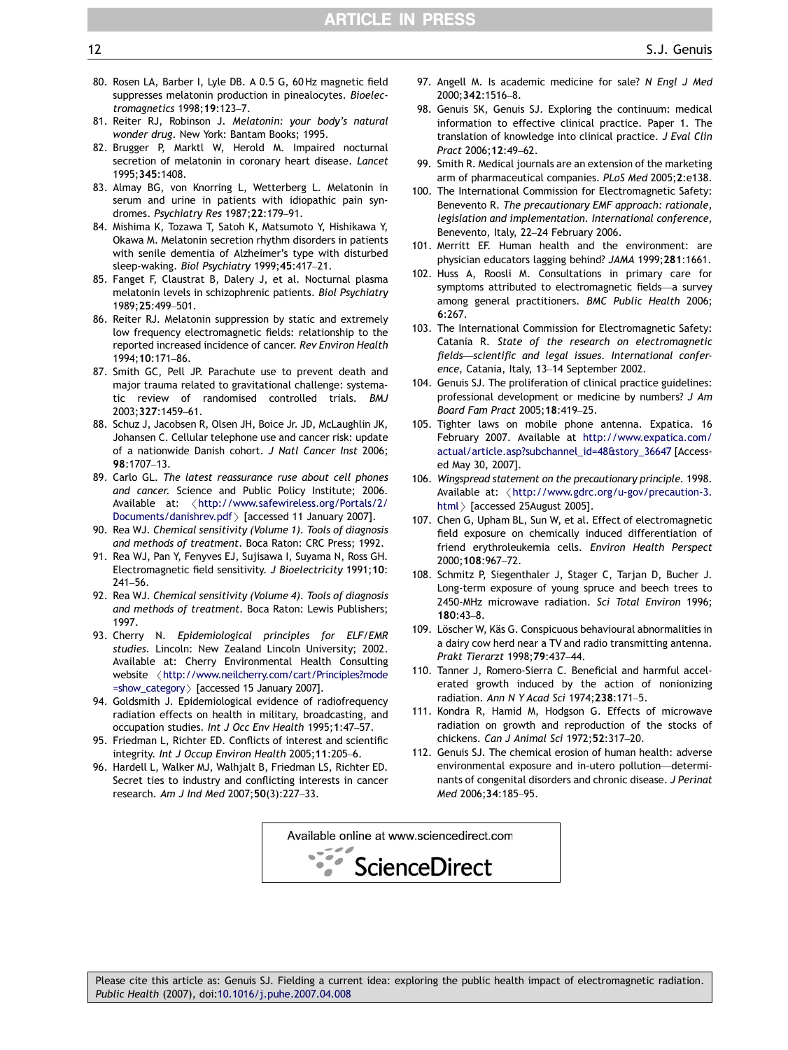80. Rosen LA, Barber I, Lyle DB. A 0.5 G, 60 Hz magnetic field suppresses melatonin production in pinealocytes. *Bioelectromagnetics* 1998;**19**:123–7.
81. Reiter RJ, Robinson J. *Melatonin: your body's natural wonder drug*. New York: Bantam Books; 1995.
82. Brugger P, Marktl W, Herold M. Impaired nocturnal secretion of melatonin in coronary heart disease. *Lancet* 1995;**345**:1408.
83. Almay BG, von Knorring L, Wetterberg L. Melatonin in serum and urine in patients with idiopathic pain syndromes. *Psychiatry Res* 1987;**22**:179–91.
84. Mishima K, Tozawa T, Satoh K, Matsumoto Y, Hishikawa Y, Okawa M. Melatonin secretion rhythm disorders in patients with senile dementia of Alzheimer's type with disturbed sleep-waking. *Biol Psychiatry* 1999;**45**:417–21.
85. Fanget F, Claustrat B, Dalery J, et al. Nocturnal plasma melatonin levels in schizophrenic patients. *Biol Psychiatry* 1989;**25**:499–501.
86. Reiter RJ. Melatonin suppression by static and extremely low frequency electromagnetic fields: relationship to the reported increased incidence of cancer. *Rev Environ Health* 1994;**10**:171–86.
87. Smith GC, Pell JP. Parachute use to prevent death and major trauma related to gravitational challenge: systematic review of randomised controlled trials. *BMJ* 2003;**327**:1459–61.
88. Schuz J, Jacobsen R, Olsen JH, Boice Jr. JD, McLaughlin JK, Johansen C. Cellular telephone use and cancer risk: update of a nationwide Danish cohort. *J Natl Cancer Inst* 2006; **98**:1707–13.
89. Carlo GL. *The latest reassurance ruse about cell phones and cancer.* Science and Public Policy Institute; 2006. Available at: 〈http://www.safewireless.org/Portals/2/Documents/danishrev.pdf〉 [accessed 11 January 2007].
90. Rea WJ. *Chemical sensitivity (Volume 1). Tools of diagnosis and methods of treatment*. Boca Raton: CRC Press; 1992.
91. Rea WJ, Pan Y, Fenyves EJ, Sujisawa I, Suyama N, Ross GH. Electromagnetic field sensitivity. *J Bioelectricity* 1991;**10**: 241–56.
92. Rea WJ. *Chemical sensitivity (Volume 4). Tools of diagnosis and methods of treatment*. Boca Raton: Lewis Publishers; 1997.
93. Cherry N. *Epidemiological principles for ELF/EMR studies*. Lincoln: New Zealand Lincoln University; 2002. Available at: Cherry Environmental Health Consulting website 〈http://www.neilcherry.com/cart/Principles?mode=show_category〉 [accessed 15 January 2007].
94. Goldsmith J. Epidemiological evidence of radiofrequency radiation effects on health in military, broadcasting, and occupation studies. *Int J Occ Env Health* 1995;**1**:47–57.
95. Friedman L, Richter ED. Conflicts of interest and scientific integrity. *Int J Occup Environ Health* 2005;**11**:205–6.
96. Hardell L, Walker MJ, Walhjalt B, Friedman LS, Richter ED. Secret ties to industry and conflicting interests in cancer research. *Am J Ind Med* 2007;**50**(3):227–33.
97. Angell M. Is academic medicine for sale? *N Engl J Med* 2000;**342**:1516–8.
98. Genuis SK, Genuis SJ. Exploring the continuum: medical information to effective clinical practice. Paper 1. The translation of knowledge into clinical practice. *J Eval Clin Pract* 2006;**12**:49–62.
99. Smith R. Medical journals are an extension of the marketing arm of pharmaceutical companies. *PLoS Med* 2005;**2**:e138.
100. The International Commission for Electromagnetic Safety: Benevento R. *The precautionary EMF approach: rationale, legislation and implementation. International conference*, Benevento, Italy, 22–24 February 2006.
101. Merritt EF. Human health and the environment: are physician educators lagging behind? *JAMA* 1999;**281**:1661.
102. Huss A, Roosli M. Consultations in primary care for symptoms attributed to electromagnetic fields—a survey among general practitioners. *BMC Public Health* 2006; **6**:267.
103. The International Commission for Electromagnetic Safety: Catania R. *State of the research on electromagnetic fields—scientific and legal issues. International conference*, Catania, Italy, 13–14 September 2002.
104. Genuis SJ. The proliferation of clinical practice guidelines: professional development or medicine by numbers? *J Am Board Fam Pract* 2005;**18**:419–25.
105. Tighter laws on mobile phone antenna. Expatica. 16 February 2007. Available at http://www.expatica.com/actual/article.asp?subchannel_id=48&story_36647 [Accessed May 30, 2007].
106. *Wingspread statement on the precautionary principle*. 1998. Available at: 〈http://www.gdrc.org/u-gov/precaution-3.html〉 [accessed 25August 2005].
107. Chen G, Upham BL, Sun W, et al. Effect of electromagnetic field exposure on chemically induced differentiation of friend erythroleukemia cells. *Environ Health Perspect* 2000;**108**:967–72.
108. Schmitz P, Siegenthaler J, Stager C, Tarjan D, Bucher J. Long-term exposure of young spruce and beech trees to 2450-MHz microwave radiation. *Sci Total Environ* 1996; **180**:43–8.
109. Löscher W, Käs G. Conspicuous behavioural abnormalities in a dairy cow herd near a TV and radio transmitting antenna. *Prakt Tierarzt* 1998;**79**:437–44.
110. Tanner J, Romero-Sierra C. Beneficial and harmful accelerated growth induced by the action of nonionizing radiation. *Ann N Y Acad Sci* 1974;**238**:171–5.
111. Kondra R, Hamid M, Hodgson G. Effects of microwave radiation on growth and reproduction of the stocks of chickens. *Can J Animal Sci* 1972;**52**:317–20.
112. Genuis SJ. The chemical erosion of human health: adverse environmental exposure and in-utero pollution—determinants of congenital disorders and chronic disease. *J Perinat Med* 2006;**34**:185–95.

Available online at www.sciencedirect.com

ScienceDirect